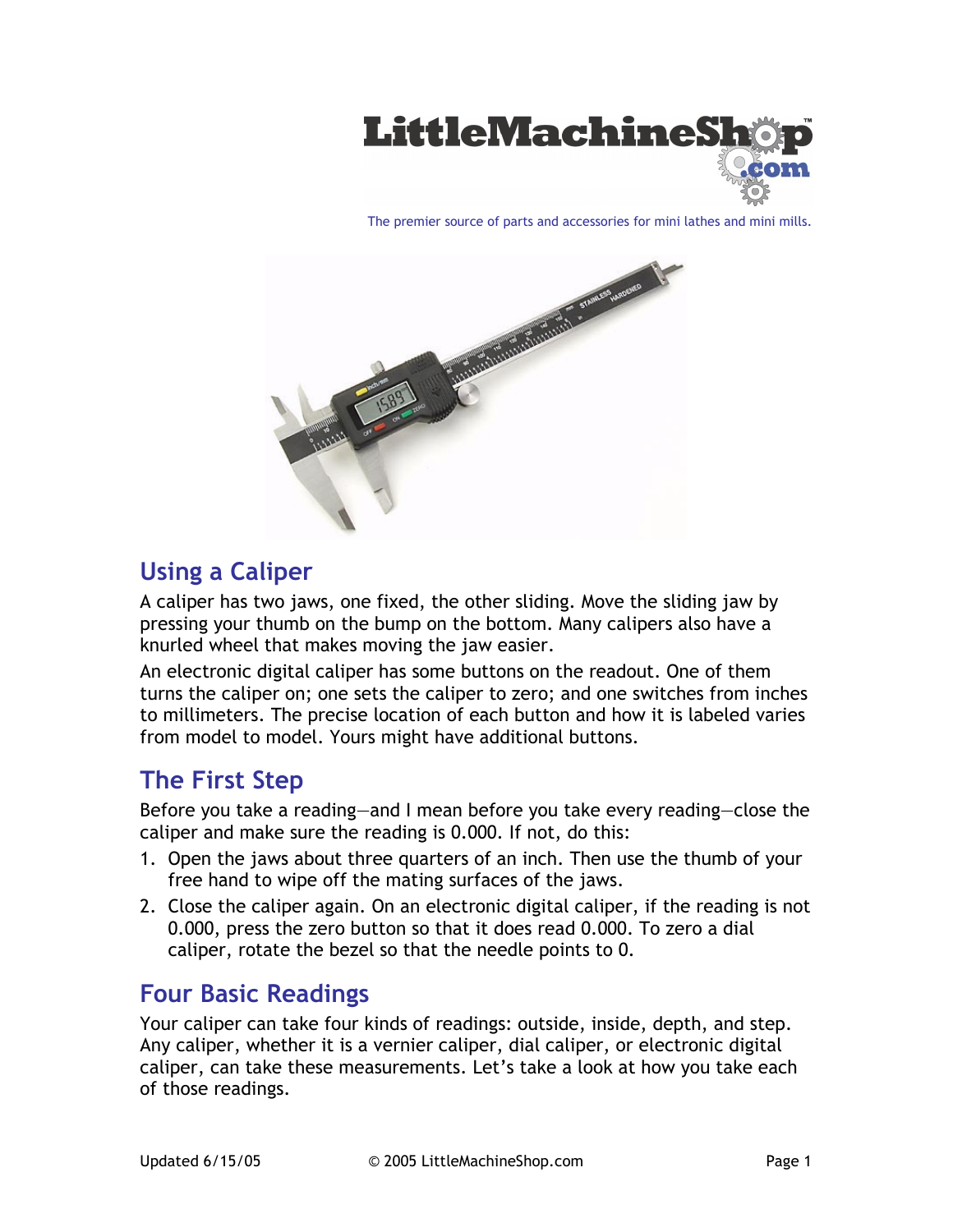The premier source of parts and accessories for mini lathes and mini mills.

## Using a Caliper

A caliper has two jaws, one fixed, the other sliding. Move the sliding jaw by pressing your thumb on the bump on the bottom. Many calipers also have a knurled wheel that makes moving the jaw easier.

An electronic digital caliper has some buttons on the readout. One of them turns the caliper on; one sets the caliper to zero; and one switches from inches to millimeters. The precise location of each button and how it is labeled varies from model to model. Yours might have additional buttons.

## The First Step

Before you take a reading—and I mean before you take every reading—close the caliper and make sure the reading is 0.000. If not, do this:

1. Open the jaws about three quarters of an inch. Then use the thumb of your free hand to wipe off the mating surfaces of the jaws.
2. Close the caliper again. On an electronic digital caliper, if the reading is not 0.000, press the zero button so that it does read 0.000. To zero a dial caliper, rotate the bezel so that the needle points to 0.

## Four Basic Readings

Your caliper can take four kinds of readings: outside, inside, depth, and step. Any caliper, whether it is a vernier caliper, dial caliper, or electronic digital caliper, can take these measurements. Let's take a look at how you take each of those readings.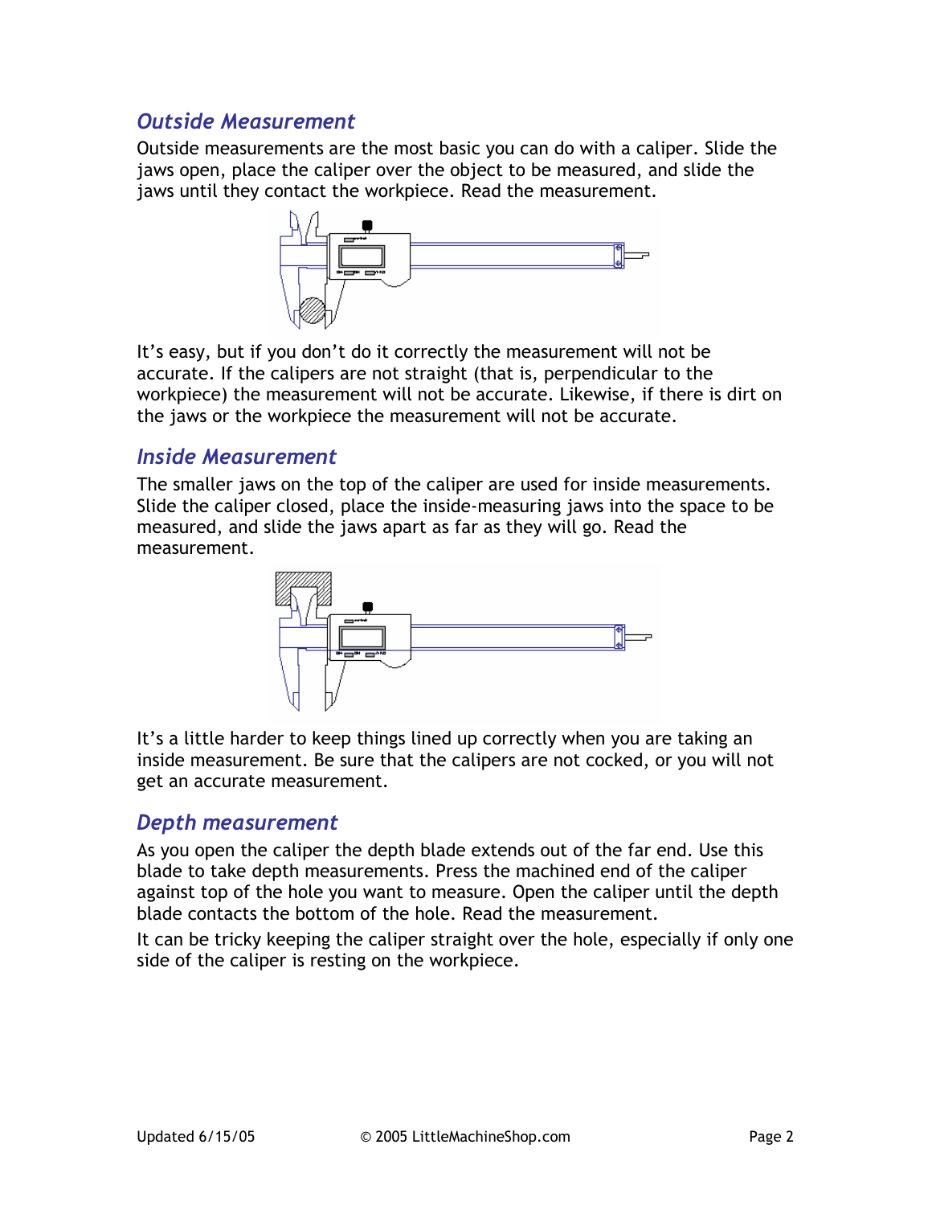## *Outside Measurement*

Outside measurements are the most basic you can do with a caliper. Slide the jaws open, place the caliper over the object to be measured, and slide the jaws until they contact the workpiece. Read the measurement.

It's easy, but if you don't do it correctly the measurement will not be accurate. If the calipers are not straight (that is, perpendicular to the workpiece) the measurement will not be accurate. Likewise, if there is dirt on the jaws or the workpiece the measurement will not be accurate.

## *Inside Measurement*

The smaller jaws on the top of the caliper are used for inside measurements. Slide the caliper closed, place the inside-measuring jaws into the space to be measured, and slide the jaws apart as far as they will go. Read the measurement.

It's a little harder to keep things lined up correctly when you are taking an inside measurement. Be sure that the calipers are not cocked, or you will not get an accurate measurement.

## *Depth measurement*

As you open the caliper the depth blade extends out of the far end. Use this blade to take depth measurements. Press the machined end of the caliper against top of the hole you want to measure. Open the caliper until the depth blade contacts the bottom of the hole. Read the measurement.

It can be tricky keeping the caliper straight over the hole, especially if only one side of the caliper is resting on the workpiece.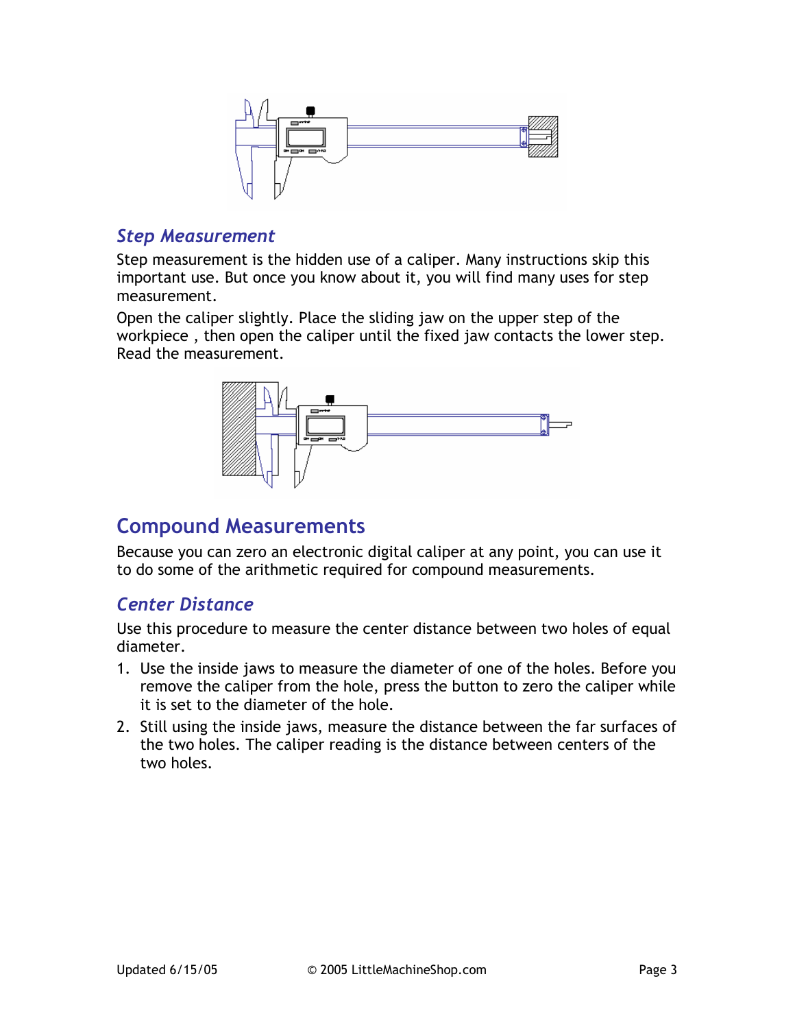### Step Measurement

Step measurement is the hidden use of a caliper. Many instructions skip this important use. But once you know about it, you will find many uses for step measurement.

Open the caliper slightly. Place the sliding jaw on the upper step of the workpiece , then open the caliper until the fixed jaw contacts the lower step. Read the measurement.

## Compound Measurements

Because you can zero an electronic digital caliper at any point, you can use it to do some of the arithmetic required for compound measurements.

### Center Distance

Use this procedure to measure the center distance between two holes of equal diameter.

1. Use the inside jaws to measure the diameter of one of the holes. Before you remove the caliper from the hole, press the button to zero the caliper while it is set to the diameter of the hole.
2. Still using the inside jaws, measure the distance between the far surfaces of the two holes. The caliper reading is the distance between centers of the two holes.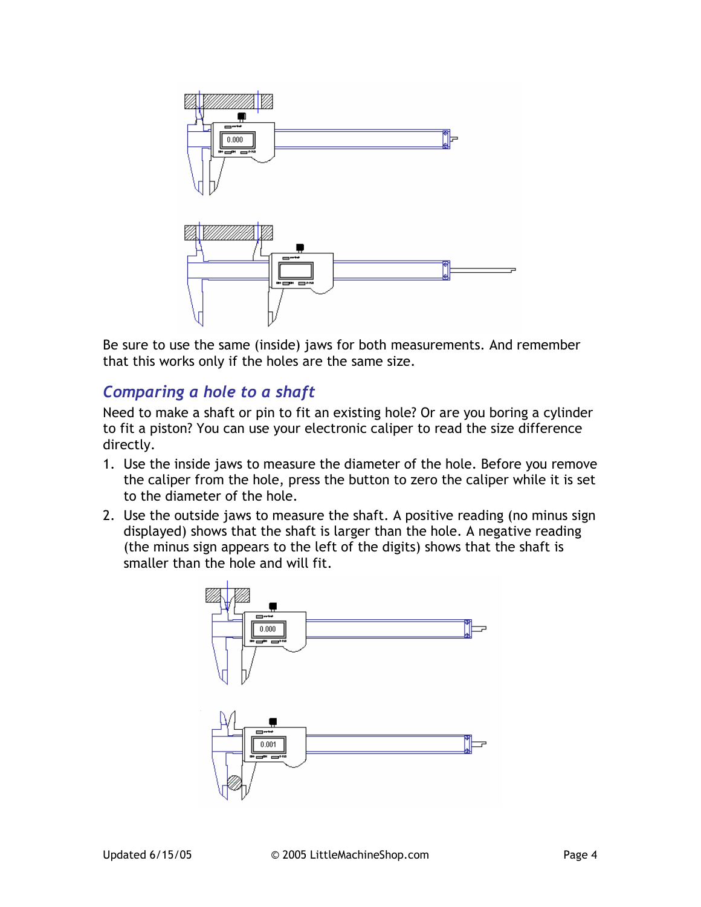Be sure to use the same (inside) jaws for both measurements. And remember that this works only if the holes are the same size.

## *Comparing a hole to a shaft*

Need to make a shaft or pin to fit an existing hole? Or are you boring a cylinder to fit a piston? You can use your electronic caliper to read the size difference directly.

1. Use the inside jaws to measure the diameter of the hole. Before you remove the caliper from the hole, press the button to zero the caliper while it is set to the diameter of the hole.
2. Use the outside jaws to measure the shaft. A positive reading (no minus sign displayed) shows that the shaft is larger than the hole. A negative reading (the minus sign appears to the left of the digits) shows that the shaft is smaller than the hole and will fit.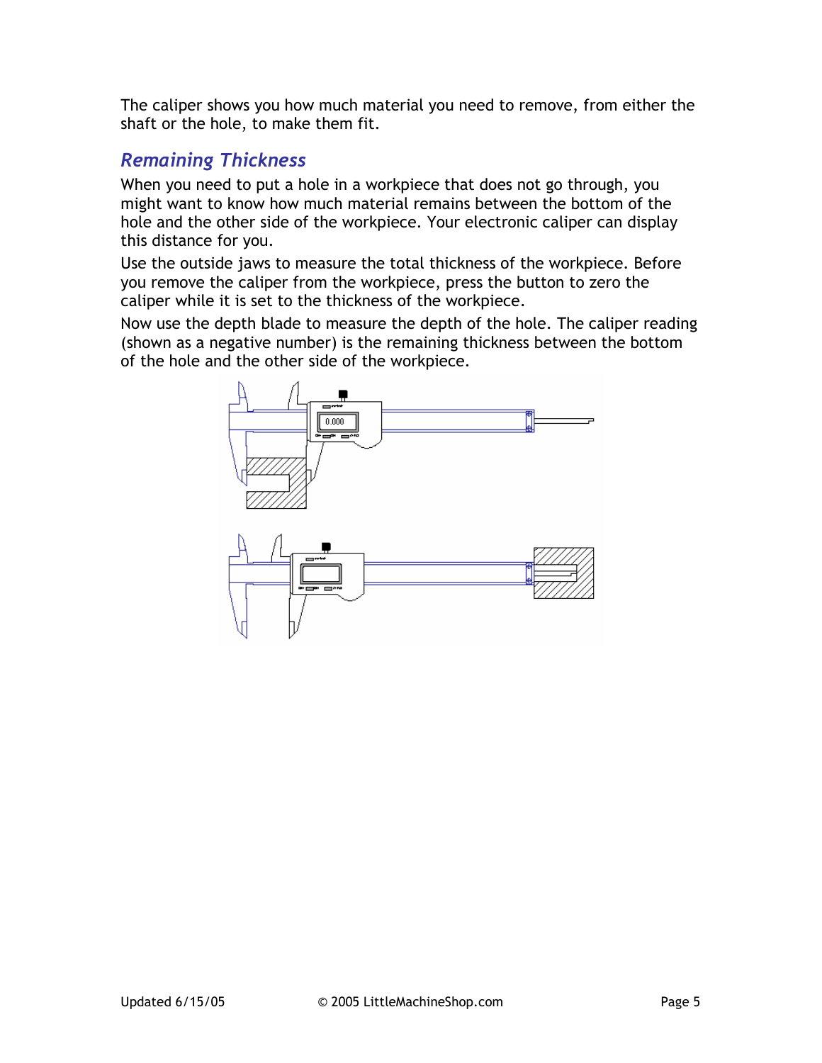The caliper shows you how much material you need to remove, from either the shaft or the hole, to make them fit.

## *Remaining Thickness*

When you need to put a hole in a workpiece that does not go through, you might want to know how much material remains between the bottom of the hole and the other side of the workpiece. Your electronic caliper can display this distance for you.

Use the outside jaws to measure the total thickness of the workpiece. Before you remove the caliper from the workpiece, press the button to zero the caliper while it is set to the thickness of the workpiece.

Now use the depth blade to measure the depth of the hole. The caliper reading (shown as a negative number) is the remaining thickness between the bottom of the hole and the other side of the workpiece.

0.000